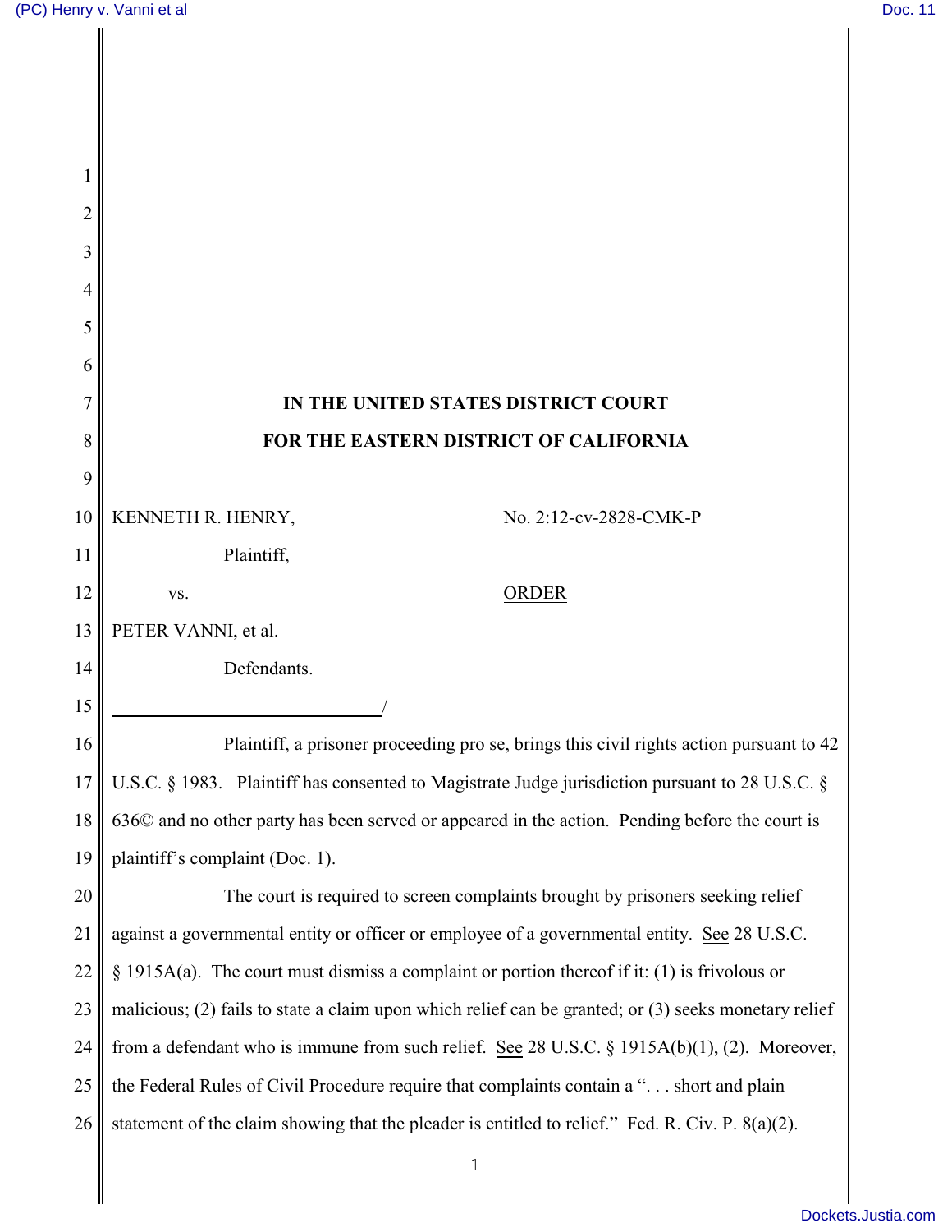**IN THE UNITED STATES DISTRICT COURT**

**FOR THE EASTERN DISTRICT OF CALIFORNIA**

KENNETH R. HENRY,

Plaintiff,

vs.

PETER VANNI, et al.

Defendants.

No. 2:12-cv-2828-CMK-P

ORDER

/

Plaintiff, a prisoner proceeding pro se, brings this civil rights action pursuant to 42 U.S.C. § 1983. Plaintiff has consented to Magistrate Judge jurisdiction pursuant to 28 U.S.C. § 636© and no other party has been served or appeared in the action. Pending before the court is plaintiff's complaint (Doc. 1).

The court is required to screen complaints brought by prisoners seeking relief against a governmental entity or officer or employee of a governmental entity. See 28 U.S.C. § 1915A(a). The court must dismiss a complaint or portion thereof if it: (1) is frivolous or malicious; (2) fails to state a claim upon which relief can be granted; or (3) seeks monetary relief from a defendant who is immune from such relief. See 28 U.S.C. § 1915A(b)(1), (2). Moreover, the Federal Rules of Civil Procedure require that complaints contain a ". . . short and plain statement of the claim showing that the pleader is entitled to relief." Fed. R. Civ. P. 8(a)(2).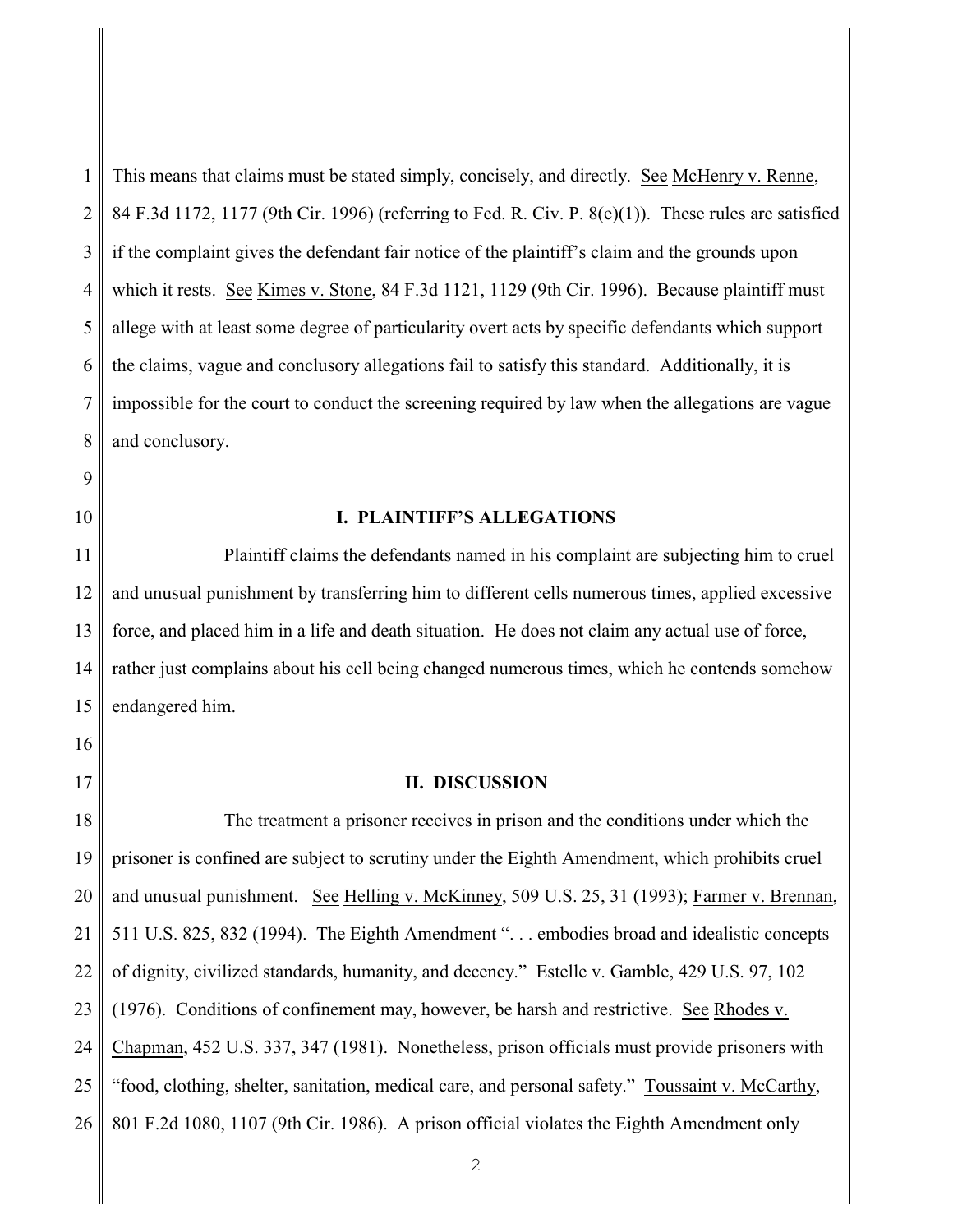This means that claims must be stated simply, concisely, and directly. See McHenry v. Renne, 84 F.3d 1172, 1177 (9th Cir. 1996) (referring to Fed. R. Civ. P. 8(e)(1)). These rules are satisfied if the complaint gives the defendant fair notice of the plaintiff's claim and the grounds upon which it rests. See Kimes v. Stone, 84 F.3d 1121, 1129 (9th Cir. 1996). Because plaintiff must allege with at least some degree of particularity overt acts by specific defendants which support the claims, vague and conclusory allegations fail to satisfy this standard. Additionally, it is impossible for the court to conduct the screening required by law when the allegations are vague and conclusory.

## I. PLAINTIFF'S ALLEGATIONS

Plaintiff claims the defendants named in his complaint are subjecting him to cruel and unusual punishment by transferring him to different cells numerous times, applied excessive force, and placed him in a life and death situation. He does not claim any actual use of force, rather just complains about his cell being changed numerous times, which he contends somehow endangered him.

## II. DISCUSSION

The treatment a prisoner receives in prison and the conditions under which the prisoner is confined are subject to scrutiny under the Eighth Amendment, which prohibits cruel and unusual punishment. See Helling v. McKinney, 509 U.S. 25, 31 (1993); Farmer v. Brennan, 511 U.S. 825, 832 (1994). The Eighth Amendment ". . . embodies broad and idealistic concepts of dignity, civilized standards, humanity, and decency." Estelle v. Gamble, 429 U.S. 97, 102 (1976). Conditions of confinement may, however, be harsh and restrictive. See Rhodes v. Chapman, 452 U.S. 337, 347 (1981). Nonetheless, prison officials must provide prisoners with "food, clothing, shelter, sanitation, medical care, and personal safety." Toussaint v. McCarthy, 801 F.2d 1080, 1107 (9th Cir. 1986). A prison official violates the Eighth Amendment only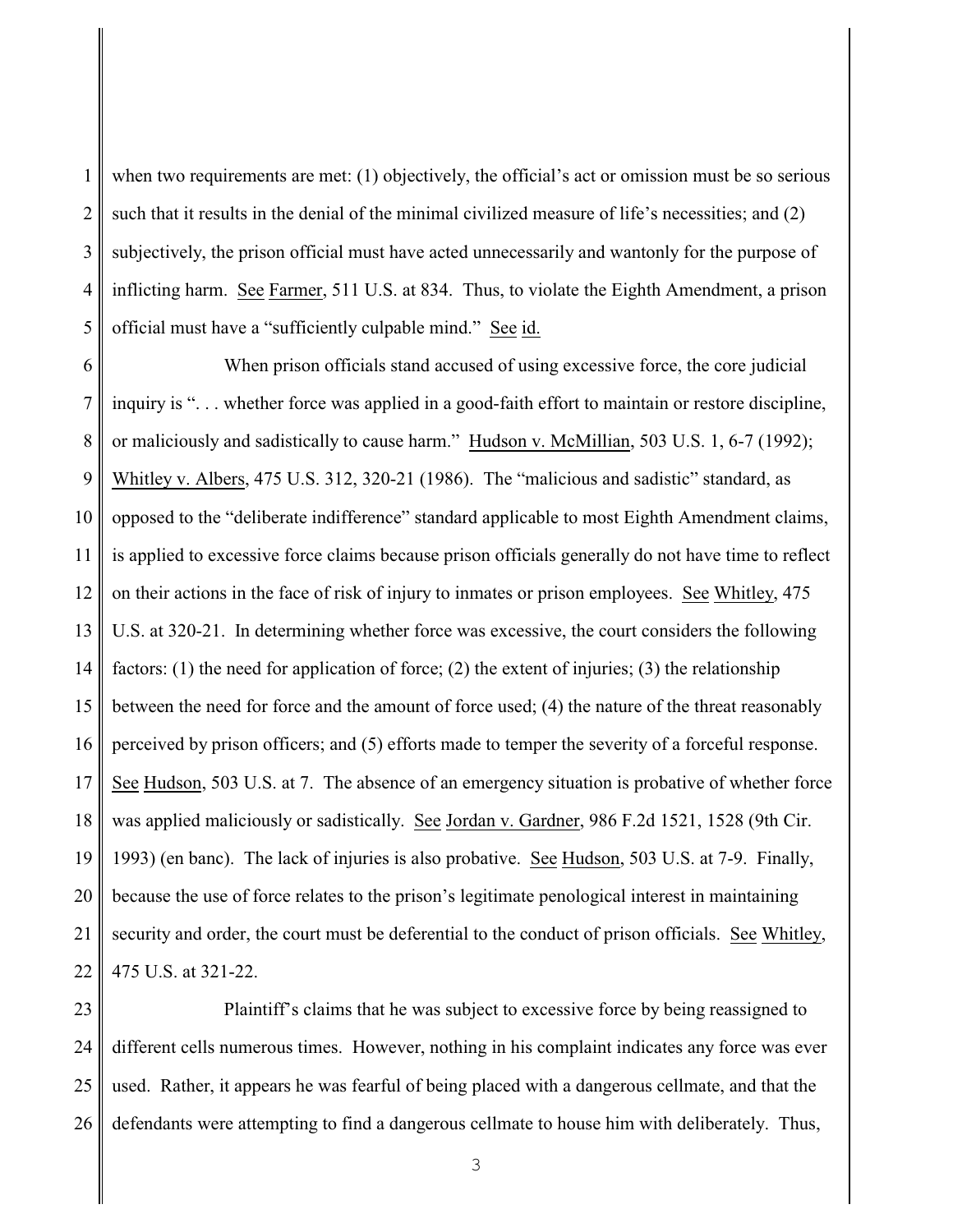when two requirements are met: (1) objectively, the official's act or omission must be so serious such that it results in the denial of the minimal civilized measure of life's necessities; and (2) subjectively, the prison official must have acted unnecessarily and wantonly for the purpose of inflicting harm. See Farmer, 511 U.S. at 834. Thus, to violate the Eighth Amendment, a prison official must have a "sufficiently culpable mind." See id.

When prison officials stand accused of using excessive force, the core judicial inquiry is ". . . whether force was applied in a good-faith effort to maintain or restore discipline, or maliciously and sadistically to cause harm." Hudson v. McMillian, 503 U.S. 1, 6-7 (1992); Whitley v. Albers, 475 U.S. 312, 320-21 (1986). The "malicious and sadistic" standard, as opposed to the "deliberate indifference" standard applicable to most Eighth Amendment claims, is applied to excessive force claims because prison officials generally do not have time to reflect on their actions in the face of risk of injury to inmates or prison employees. See Whitley, 475 U.S. at 320-21. In determining whether force was excessive, the court considers the following factors: (1) the need for application of force; (2) the extent of injuries; (3) the relationship between the need for force and the amount of force used; (4) the nature of the threat reasonably perceived by prison officers; and (5) efforts made to temper the severity of a forceful response. See Hudson, 503 U.S. at 7. The absence of an emergency situation is probative of whether force was applied maliciously or sadistically. See Jordan v. Gardner, 986 F.2d 1521, 1528 (9th Cir. 1993) (en banc). The lack of injuries is also probative. See Hudson, 503 U.S. at 7-9. Finally, because the use of force relates to the prison's legitimate penological interest in maintaining security and order, the court must be deferential to the conduct of prison officials. See Whitley, 475 U.S. at 321-22.

Plaintiff's claims that he was subject to excessive force by being reassigned to different cells numerous times. However, nothing in his complaint indicates any force was ever used. Rather, it appears he was fearful of being placed with a dangerous cellmate, and that the defendants were attempting to find a dangerous cellmate to house him with deliberately. Thus,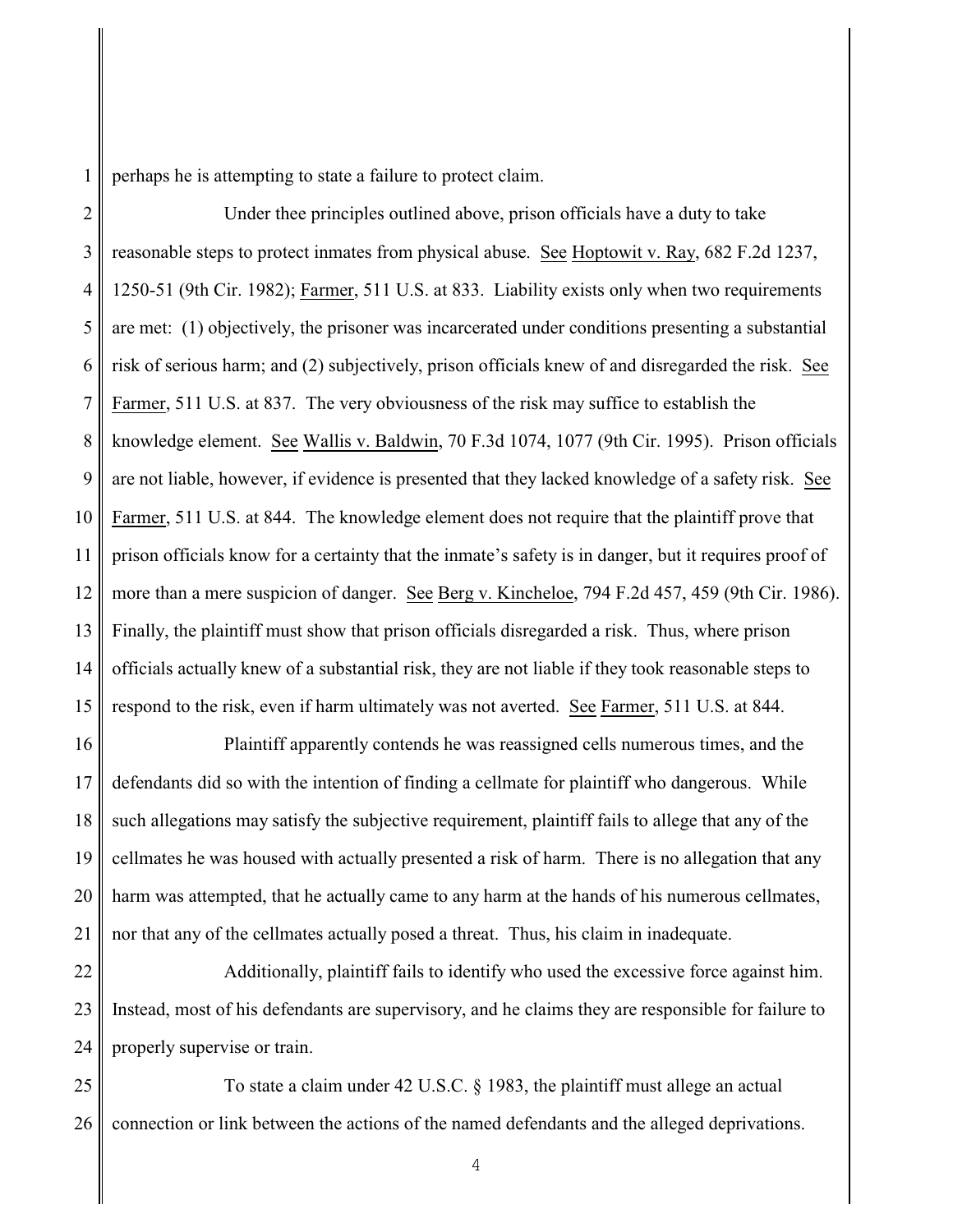perhaps he is attempting to state a failure to protect claim.

Under thee principles outlined above, prison officials have a duty to take reasonable steps to protect inmates from physical abuse. See Hoptowit v. Ray, 682 F.2d 1237, 1250-51 (9th Cir. 1982); Farmer, 511 U.S. at 833. Liability exists only when two requirements are met: (1) objectively, the prisoner was incarcerated under conditions presenting a substantial risk of serious harm; and (2) subjectively, prison officials knew of and disregarded the risk. See Farmer, 511 U.S. at 837. The very obviousness of the risk may suffice to establish the knowledge element. See Wallis v. Baldwin, 70 F.3d 1074, 1077 (9th Cir. 1995). Prison officials are not liable, however, if evidence is presented that they lacked knowledge of a safety risk. See Farmer, 511 U.S. at 844. The knowledge element does not require that the plaintiff prove that prison officials know for a certainty that the inmate's safety is in danger, but it requires proof of more than a mere suspicion of danger. See Berg v. Kincheloe, 794 F.2d 457, 459 (9th Cir. 1986). Finally, the plaintiff must show that prison officials disregarded a risk. Thus, where prison officials actually knew of a substantial risk, they are not liable if they took reasonable steps to respond to the risk, even if harm ultimately was not averted. See Farmer, 511 U.S. at 844.

Plaintiff apparently contends he was reassigned cells numerous times, and the defendants did so with the intention of finding a cellmate for plaintiff who dangerous. While such allegations may satisfy the subjective requirement, plaintiff fails to allege that any of the cellmates he was housed with actually presented a risk of harm. There is no allegation that any harm was attempted, that he actually came to any harm at the hands of his numerous cellmates, nor that any of the cellmates actually posed a threat. Thus, his claim in inadequate.

Additionally, plaintiff fails to identify who used the excessive force against him. Instead, most of his defendants are supervisory, and he claims they are responsible for failure to properly supervise or train.

To state a claim under 42 U.S.C. § 1983, the plaintiff must allege an actual connection or link between the actions of the named defendants and the alleged deprivations.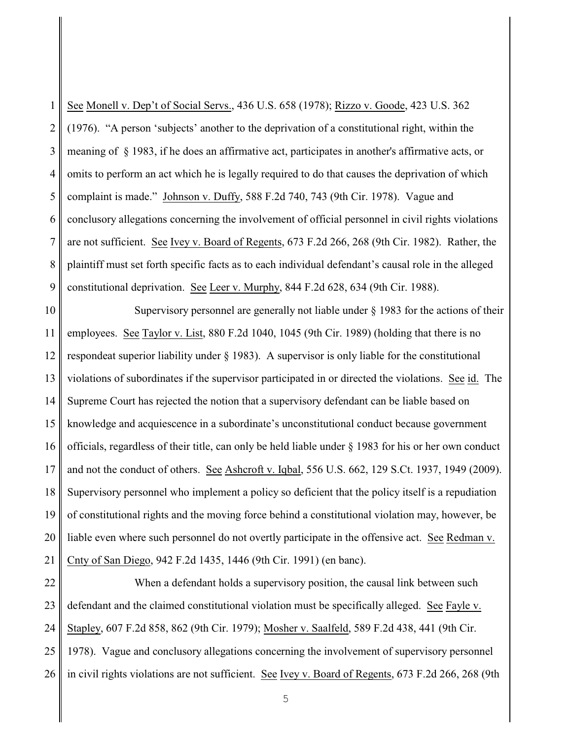See Monell v. Dep't of Social Servs., 436 U.S. 658 (1978); Rizzo v. Goode, 423 U.S. 362 (1976). "A person 'subjects' another to the deprivation of a constitutional right, within the meaning of § 1983, if he does an affirmative act, participates in another's affirmative acts, or omits to perform an act which he is legally required to do that causes the deprivation of which complaint is made." Johnson v. Duffy, 588 F.2d 740, 743 (9th Cir. 1978). Vague and conclusory allegations concerning the involvement of official personnel in civil rights violations are not sufficient. See Ivey v. Board of Regents, 673 F.2d 266, 268 (9th Cir. 1982). Rather, the plaintiff must set forth specific facts as to each individual defendant's causal role in the alleged constitutional deprivation. See Leer v. Murphy, 844 F.2d 628, 634 (9th Cir. 1988).

Supervisory personnel are generally not liable under § 1983 for the actions of their employees. See Taylor v. List, 880 F.2d 1040, 1045 (9th Cir. 1989) (holding that there is no respondeat superior liability under § 1983). A supervisor is only liable for the constitutional violations of subordinates if the supervisor participated in or directed the violations. See id. The Supreme Court has rejected the notion that a supervisory defendant can be liable based on knowledge and acquiescence in a subordinate's unconstitutional conduct because government officials, regardless of their title, can only be held liable under § 1983 for his or her own conduct and not the conduct of others. See Ashcroft v. Iqbal, 556 U.S. 662, 129 S.Ct. 1937, 1949 (2009). Supervisory personnel who implement a policy so deficient that the policy itself is a repudiation of constitutional rights and the moving force behind a constitutional violation may, however, be liable even where such personnel do not overtly participate in the offensive act. See Redman v. Cnty of San Diego, 942 F.2d 1435, 1446 (9th Cir. 1991) (en banc).

When a defendant holds a supervisory position, the causal link between such defendant and the claimed constitutional violation must be specifically alleged. See Fayle v. Stapley, 607 F.2d 858, 862 (9th Cir. 1979); Mosher v. Saalfeld, 589 F.2d 438, 441 (9th Cir. 1978). Vague and conclusory allegations concerning the involvement of supervisory personnel in civil rights violations are not sufficient. See Ivey v. Board of Regents, 673 F.2d 266, 268 (9th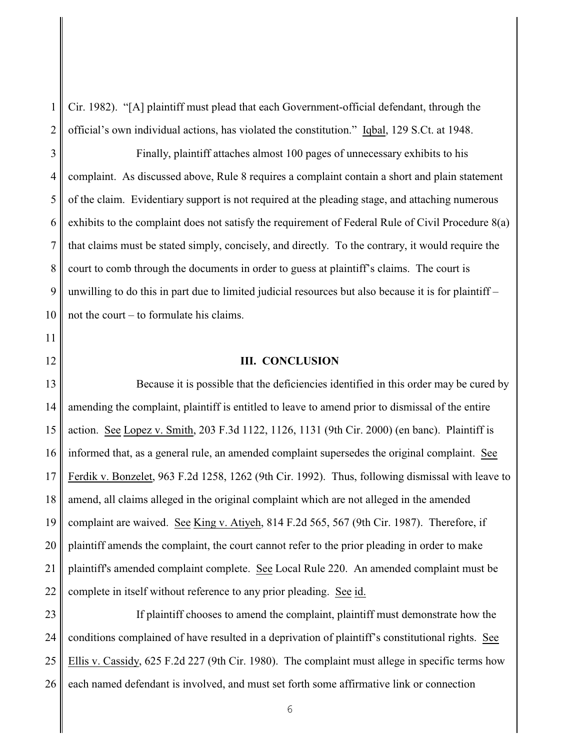Cir. 1982). "[A] plaintiff must plead that each Government-official defendant, through the official's own individual actions, has violated the constitution." Iqbal, 129 S.Ct. at 1948.

Finally, plaintiff attaches almost 100 pages of unnecessary exhibits to his complaint. As discussed above, Rule 8 requires a complaint contain a short and plain statement of the claim. Evidentiary support is not required at the pleading stage, and attaching numerous exhibits to the complaint does not satisfy the requirement of Federal Rule of Civil Procedure 8(a) that claims must be stated simply, concisely, and directly. To the contrary, it would require the court to comb through the documents in order to guess at plaintiff's claims. The court is unwilling to do this in part due to limited judicial resources but also because it is for plaintiff – not the court – to formulate his claims.

## III. CONCLUSION

Because it is possible that the deficiencies identified in this order may be cured by amending the complaint, plaintiff is entitled to leave to amend prior to dismissal of the entire action. See Lopez v. Smith, 203 F.3d 1122, 1126, 1131 (9th Cir. 2000) (en banc). Plaintiff is informed that, as a general rule, an amended complaint supersedes the original complaint. See Ferdik v. Bonzelet, 963 F.2d 1258, 1262 (9th Cir. 1992). Thus, following dismissal with leave to amend, all claims alleged in the original complaint which are not alleged in the amended complaint are waived. See King v. Atiyeh, 814 F.2d 565, 567 (9th Cir. 1987). Therefore, if plaintiff amends the complaint, the court cannot refer to the prior pleading in order to make plaintiff's amended complaint complete. See Local Rule 220. An amended complaint must be complete in itself without reference to any prior pleading. See id.

If plaintiff chooses to amend the complaint, plaintiff must demonstrate how the conditions complained of have resulted in a deprivation of plaintiff's constitutional rights. See Ellis v. Cassidy, 625 F.2d 227 (9th Cir. 1980). The complaint must allege in specific terms how each named defendant is involved, and must set forth some affirmative link or connection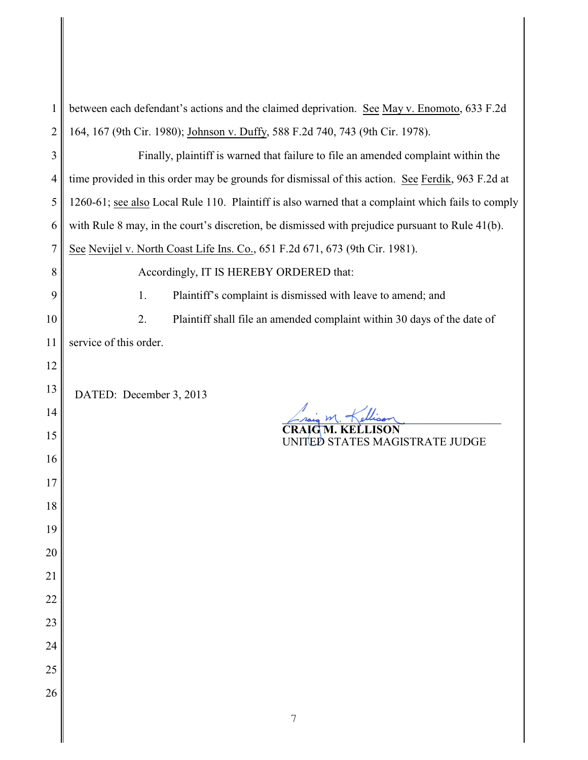between each defendant's actions and the claimed deprivation. See May v. Enomoto, 633 F.2d 164, 167 (9th Cir. 1980); Johnson v. Duffy, 588 F.2d 740, 743 (9th Cir. 1978).

Finally, plaintiff is warned that failure to file an amended complaint within the time provided in this order may be grounds for dismissal of this action. See Ferdik, 963 F.2d at 1260-61; see also Local Rule 110. Plaintiff is also warned that a complaint which fails to comply with Rule 8 may, in the court's discretion, be dismissed with prejudice pursuant to Rule 41(b). See Nevijel v. North Coast Life Ins. Co., 651 F.2d 671, 673 (9th Cir. 1981).

Accordingly, IT IS HEREBY ORDERED that:

1. Plaintiff's complaint is dismissed with leave to amend; and

2. Plaintiff shall file an amended complaint within 30 days of the date of service of this order.

DATED: December 3, 2013

**CRAIG M. KELLISON**
UNITED STATES MAGISTRATE JUDGE